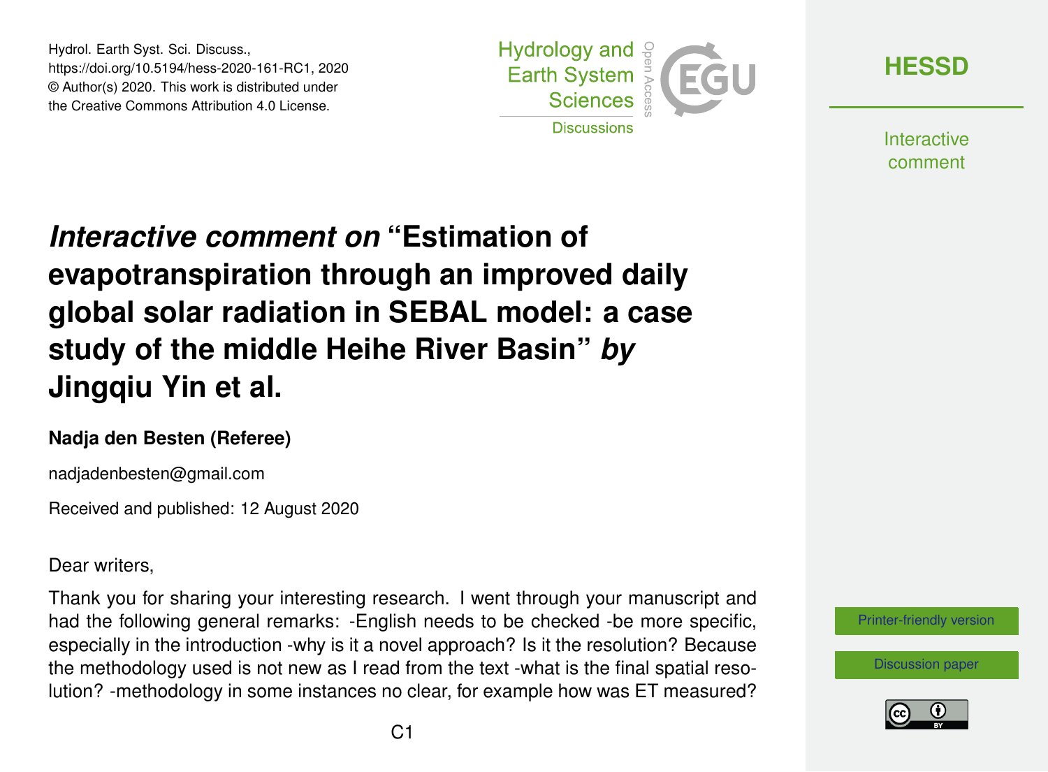Hydrol. Earth Syst. Sci. Discuss.,
https://doi.org/10.5194/hess-2020-161-RC1, 2020
© Author(s) 2020. This work is distributed under
the Creative Commons Attribution 4.0 License.

# *Interactive comment on* "Estimation of evapotranspiration through an improved daily global solar radiation in SEBAL model: a case study of the middle Heihe River Basin" *by* Jingqiu Yin et al.

**Nadja den Besten (Referee)**

nadjadenbesten@gmail.com

Received and published: 12 August 2020

Dear writers,

Thank you for sharing your interesting research. I went through your manuscript and had the following general remarks: -English needs to be checked -be more specific, especially in the introduction -why is it a novel approach? Is it the resolution? Because the methodology used is not new as I read from the text -what is the final spatial resolution? -methodology in some instances no clear, for example how was ET measured?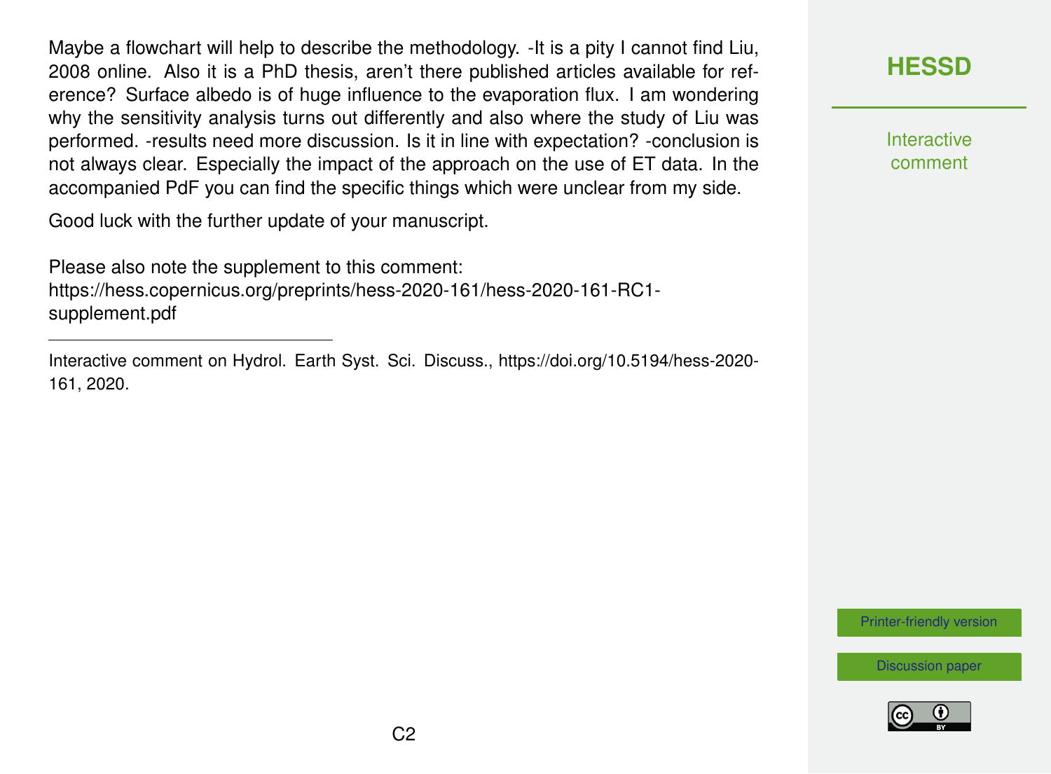Maybe a flowchart will help to describe the methodology. -It is a pity I cannot find Liu, 2008 online. Also it is a PhD thesis, aren't there published articles available for reference? Surface albedo is of huge influence to the evaporation flux. I am wondering why the sensitivity analysis turns out differently and also where the study of Liu was performed. -results need more discussion. Is it in line with expectation? -conclusion is not always clear. Especially the impact of the approach on the use of ET data. In the accompanied PdF you can find the specific things which were unclear from my side.

Good luck with the further update of your manuscript.

Please also note the supplement to this comment:
https://hess.copernicus.org/preprints/hess-2020-161/hess-2020-161-RC1-supplement.pdf

---

Interactive comment on Hydrol. Earth Syst. Sci. Discuss., https://doi.org/10.5194/hess-2020-161, 2020.